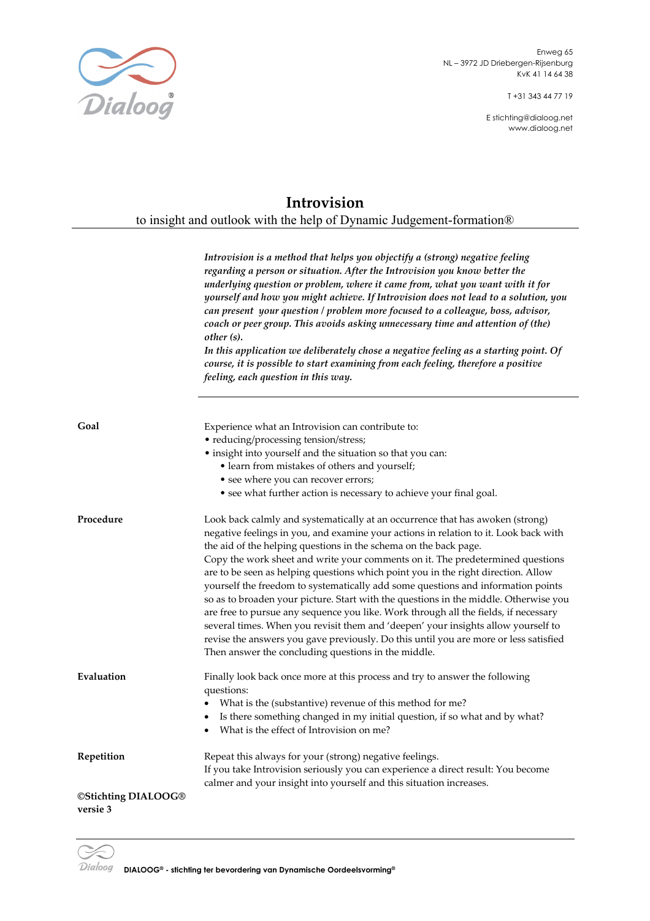Enweg 65
NL – 3972 JD Driebergen-Rijsenburg
KvK 41 14 64 38

T +31 343 44 77 19

E stichting@dialoog.net
www.dialoog.net

# Introvision

to insight and outlook with the help of Dynamic Judgement-formation®

***Introvision is a method that helps you objectify a (strong) negative feeling regarding a person or situation. After the Introvision you know better the underlying question or problem, where it came from, what you want with it for yourself and how you might achieve. If Introvision does not lead to a solution, you can present your question / problem more focused to a colleague, boss, advisor, coach or peer group. This avoids asking unnecessary time and attention of (the) other (s).***
***In this application we deliberately chose a negative feeling as a starting point. Of course, it is possible to start examining from each feeling, therefore a positive feeling, each question in this way.***

---

**Goal**

Experience what an Introvision can contribute to:

- reducing/processing tension/stress;
- insight into yourself and the situation so that you can:
  - learn from mistakes of others and yourself;
  - see where you can recover errors;
  - see what further action is necessary to achieve your final goal.

**Procedure**

Look back calmly and systematically at an occurrence that has awoken (strong) negative feelings in you, and examine your actions in relation to it. Look back with the aid of the helping questions in the schema on the back page.
Copy the work sheet and write your comments on it. The predetermined questions are to be seen as helping questions which point you in the right direction. Allow yourself the freedom to systematically add some questions and information points so as to broaden your picture. Start with the questions in the middle. Otherwise you are free to pursue any sequence you like. Work through all the fields, if necessary several times. When you revisit them and 'deepen' your insights allow yourself to revise the answers you gave previously. Do this until you are more or less satisfied Then answer the concluding questions in the middle.

**Evaluation**

Finally look back once more at this process and try to answer the following questions:

- What is the (substantive) revenue of this method for me?
- Is there something changed in my initial question, if so what and by what?
- What is the effect of Introvision on me?

**Repetition**

Repeat this always for your (strong) negative feelings.
If you take Introvision seriously you can experience a direct result: You become calmer and your insight into yourself and this situation increases.

**©Stichting DIALOOG®**
**versie 3**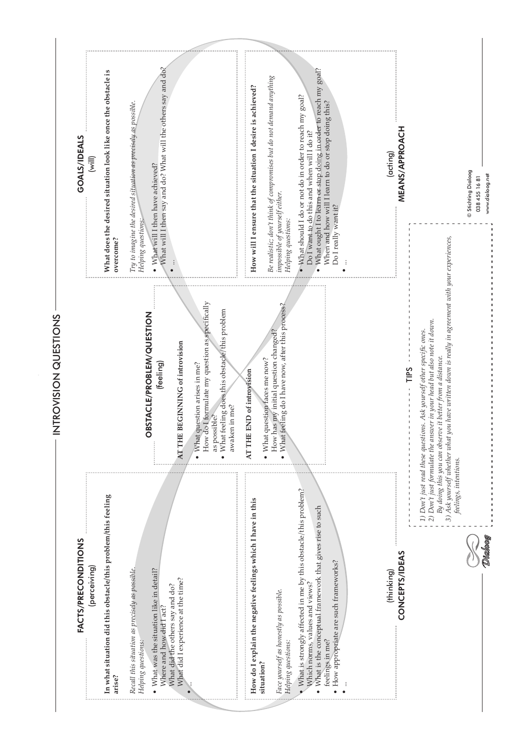# INTROVISION QUESTIONS

## FACTS/PRECONDITIONS

(perceiving)

**In what situation did this obstacle/this problem/this feeling arise?**

*Recall this situation as precisely as possible.*
*Helping questions:*

- What was the situation like in detail?
  Where and how did I act?
  What did the others say and do?
  What did I experience at the time?
- ...

## OBSTACLE/PROBLEM/QUESTION

(feeling)

**AT THE BEGINNING of introvision**

- What question arises in me?
  How do I formulate my question as specifically as possible?
- What feeling does this obstacle/this problem awaken in me?

**AT THE END of introvision**

- What question faces me now?
  How has my initial question changed?
- What feeling do I have now, after this process?

## GOALS/IDEALS

(will)

**What does the desired situation look like once the obstacle is overcome?**

*Try to imagine the desired situation as precisely as possible.*
*Helping questions:*

- What will I then have achieved?
  What will I then say and do? What will the others say and do?
- ...

## CONCEPTS/IDEAS

(thinking)

**How do I explain the negative feelings which I have in this situation?**

*Face yourself as honestly as possible.*
*Helping questions:*

- What is strongly affected in me by this obstacle/this problem?
  Which norms, values and views?
- What is the conceptual framework that gives rise to such feelings in me?
- How appropriate are such frameworks?
- ...

## MEANS/APPROACH

(acting)

**How will I ensure that the situation I desire is achieved?**

*Be realistic; don't think of compromises but do not demand anything impossible of yourself either.*
*Helping questions:*

- What should I do or not do in order to reach my goal?
  Do I want to do this and when will I do it?
- What ought I to learn or stop doing in order to reach my goal?
  When and how will I learn to do or stop doing this?
  Do I really want it?
- ...

## TIPS

1) Don't just read these questions. Ask yourself other specific ones.
2) Don't just formulate the answer in your head but also note it down. By doing this you can observe it better from a distance.
3) Ask yourself whether what you have written down is really in agreement with your experiences, feelings, intentions.

Dialoog

© Stichting Dialoog
038 455 16 81
www.dialoog.net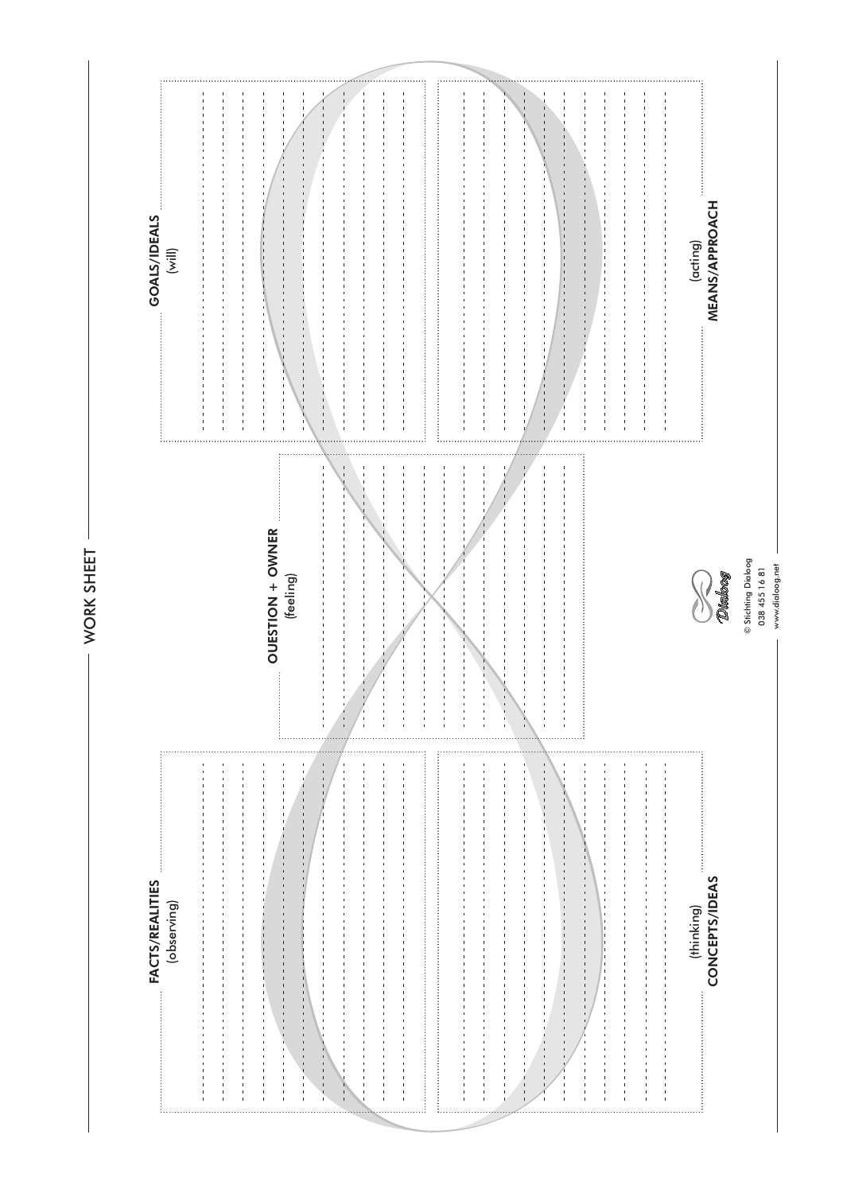# WORK SHEET

**FACTS/REALITIES**
(observing)

(thinking)
**CONCEPTS/IDEAS**

**QUESTION + OWNER**
(feeling)

**GOALS/IDEALS**
(will)

(acting)
**MEANS/APPROACH**

Dialoog
© Stichting Dialoog
038 455 16 81
www.dialoog.net